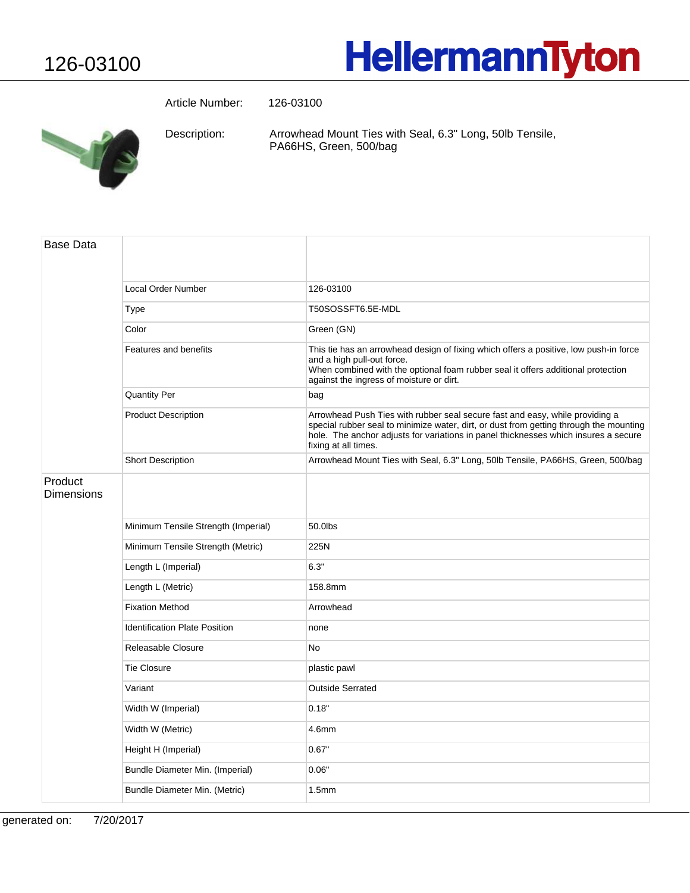# 126-03100

**HellermannTyton**

Article Number: 126-03100

Description: Arrowhead Mount Ties with Seal, 6.3" Long, 50lb Tensile, PA66HS, Green, 500/bag

| Base Data | | |
|---|---|---|
| | Local Order Number | 126-03100 |
| | Type | T50SOSSFT6.5E-MDL |
| | Color | Green (GN) |
| | Features and benefits | This tie has an arrowhead design of fixing which offers a positive, low push-in force and a high pull-out force. When combined with the optional foam rubber seal it offers additional protection against the ingress of moisture or dirt. |
| | Quantity Per | bag |
| | Product Description | Arrowhead Push Ties with rubber seal secure fast and easy, while providing a special rubber seal to minimize water, dirt, or dust from getting through the mounting hole. The anchor adjusts for variations in panel thicknesses which insures a secure fixing at all times. |
| | Short Description | Arrowhead Mount Ties with Seal, 6.3" Long, 50lb Tensile, PA66HS, Green, 500/bag |
| Product Dimensions | | |
| | Minimum Tensile Strength (Imperial) | 50.0lbs |
| | Minimum Tensile Strength (Metric) | 225N |
| | Length L (Imperial) | 6.3" |
| | Length L (Metric) | 158.8mm |
| | Fixation Method | Arrowhead |
| | Identification Plate Position | none |
| | Releasable Closure | No |
| | Tie Closure | plastic pawl |
| | Variant | Outside Serrated |
| | Width W (Imperial) | 0.18" |
| | Width W (Metric) | 4.6mm |
| | Height H (Imperial) | 0.67" |
| | Bundle Diameter Min. (Imperial) | 0.06" |
| | Bundle Diameter Min. (Metric) | 1.5mm |

generated on: 7/20/2017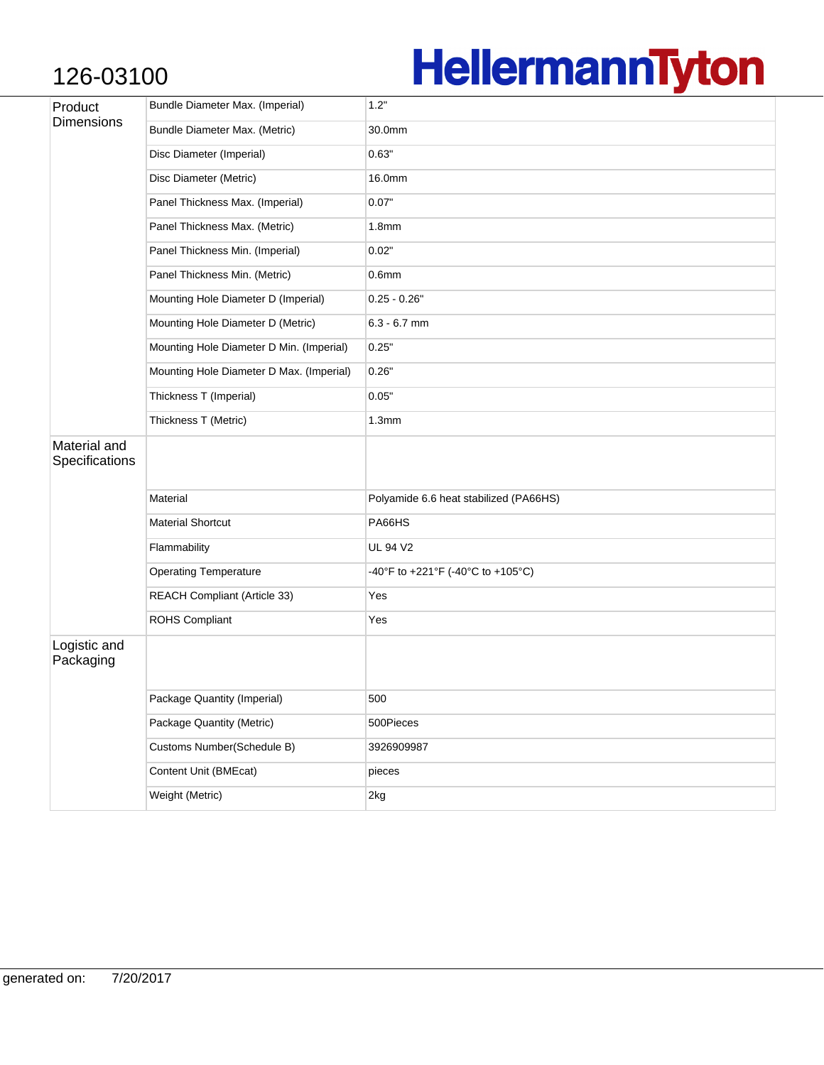126-03100

HellermannTyton

| | | |
|---|---|---|
| Product Dimensions | Bundle Diameter Max. (Imperial) | 1.2" |
| | Bundle Diameter Max. (Metric) | 30.0mm |
| | Disc Diameter (Imperial) | 0.63" |
| | Disc Diameter (Metric) | 16.0mm |
| | Panel Thickness Max. (Imperial) | 0.07" |
| | Panel Thickness Max. (Metric) | 1.8mm |
| | Panel Thickness Min. (Imperial) | 0.02" |
| | Panel Thickness Min. (Metric) | 0.6mm |
| | Mounting Hole Diameter D (Imperial) | 0.25 - 0.26" |
| | Mounting Hole Diameter D (Metric) | 6.3 - 6.7 mm |
| | Mounting Hole Diameter D Min. (Imperial) | 0.25" |
| | Mounting Hole Diameter D Max. (Imperial) | 0.26" |
| | Thickness T (Imperial) | 0.05" |
| | Thickness T (Metric) | 1.3mm |
| Material and Specifications | | |
| | Material | Polyamide 6.6 heat stabilized (PA66HS) |
| | Material Shortcut | PA66HS |
| | Flammability | UL 94 V2 |
| | Operating Temperature | -40°F to +221°F (-40°C to +105°C) |
| | REACH Compliant (Article 33) | Yes |
| | ROHS Compliant | Yes |
| Logistic and Packaging | | |
| | Package Quantity (Imperial) | 500 |
| | Package Quantity (Metric) | 500Pieces |
| | Customs Number(Schedule B) | 3926909987 |
| | Content Unit (BMEcat) | pieces |
| | Weight (Metric) | 2kg |

generated on: 7/20/2017